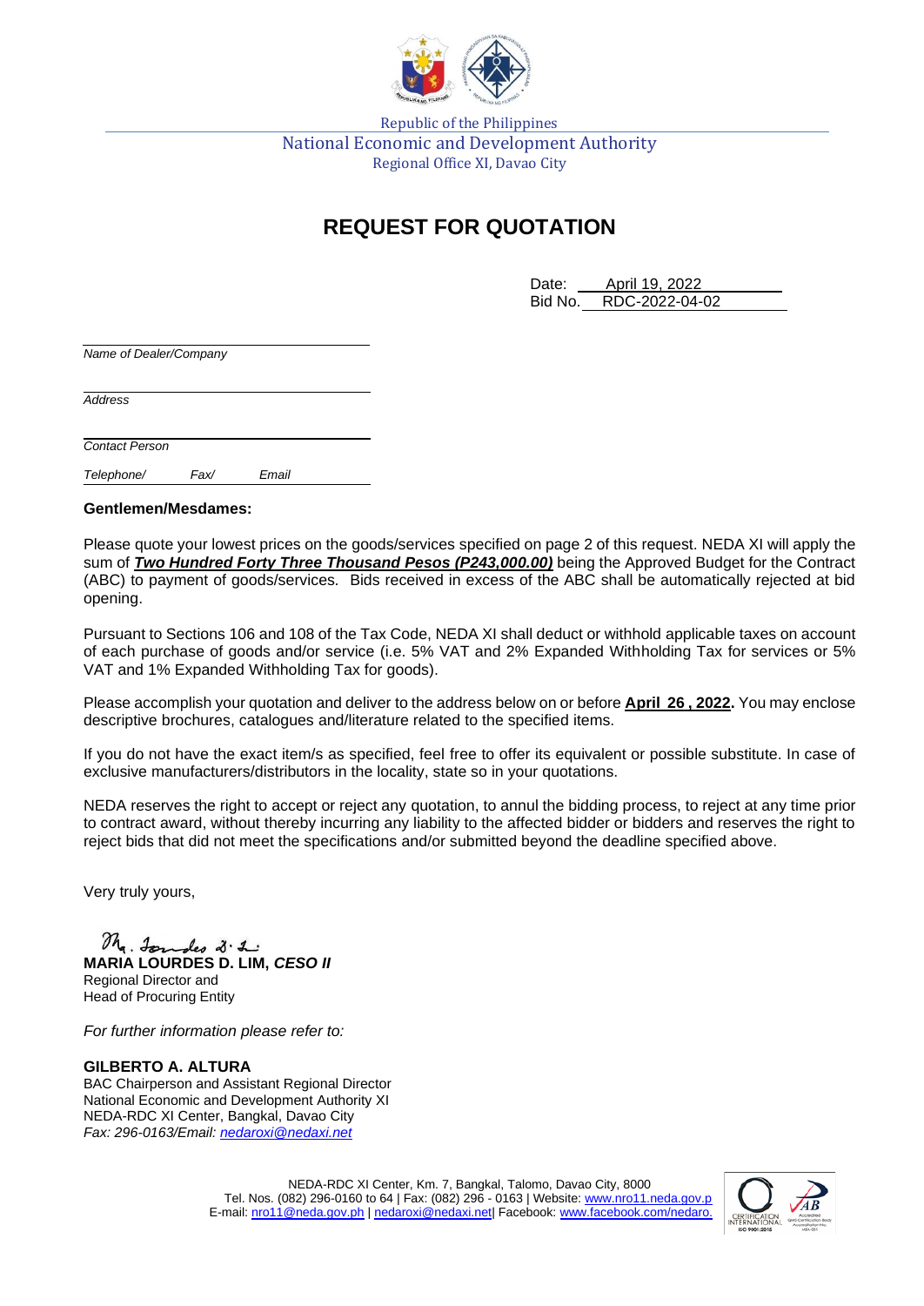Republic of the Philippines
National Economic and Development Authority
Regional Office XI, Davao City

# REQUEST FOR QUOTATION

Date: April 19, 2022
Bid No. RDC-2022-04-02

_______________________
*Name of Dealer/Company*

_______________________
*Address*

_______________________
*Contact Person*

*Telephone/ Fax/ Email*

**Gentlemen/Mesdames:**

Please quote your lowest prices on the goods/services specified on page 2 of this request. NEDA XI will apply the sum of ***Two Hundred Forty Three Thousand Pesos (P243,000.00)*** being the Approved Budget for the Contract (ABC) to payment of goods/services. Bids received in excess of the ABC shall be automatically rejected at bid opening.

Pursuant to Sections 106 and 108 of the Tax Code, NEDA XI shall deduct or withhold applicable taxes on account of each purchase of goods and/or service (i.e. 5% VAT and 2% Expanded Withholding Tax for services or 5% VAT and 1% Expanded Withholding Tax for goods).

Please accomplish your quotation and deliver to the address below on or before **April 26 , 2022.** You may enclose descriptive brochures, catalogues and/literature related to the specified items.

If you do not have the exact item/s as specified, feel free to offer its equivalent or possible substitute. In case of exclusive manufacturers/distributors in the locality, state so in your quotations.

NEDA reserves the right to accept or reject any quotation, to annul the bidding process, to reject at any time prior to contract award, without thereby incurring any liability to the affected bidder or bidders and reserves the right to reject bids that did not meet the specifications and/or submitted beyond the deadline specified above.

Very truly yours,

**MARIA LOURDES D. LIM, *CESO II***
Regional Director and
Head of Procuring Entity

*For further information please refer to:*

**GILBERTO A. ALTURA**
BAC Chairperson and Assistant Regional Director
National Economic and Development Authority XI
NEDA-RDC XI Center, Bangkal, Davao City
*Fax: 296-0163/Email: nedaroxi@nedaxi.net*

NEDA-RDC XI Center, Km. 7, Bangkal, Talomo, Davao City, 8000
Tel. Nos. (082) 296-0160 to 64 | Fax: (082) 296 - 0163 | Website: www.nro11.neda.gov.p
E-mail: nro11@neda.gov.ph | nedaroxi@nedaxi.net| Facebook: www.facebook.com/nedaro.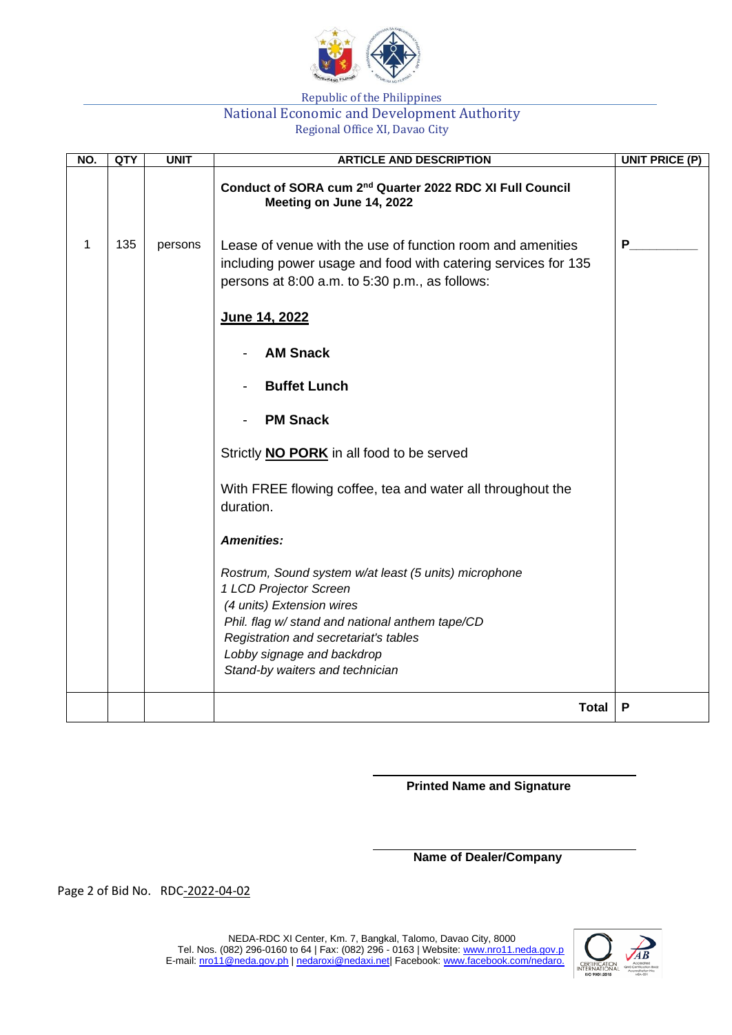Republic of the Philippines
National Economic and Development Authority
Regional Office XI, Davao City

| NO. | QTY | UNIT | ARTICLE AND DESCRIPTION | UNIT PRICE (P) |
|---|---|---|---|---|
| | | | **Conduct of SORA cum 2nd Quarter 2022 RDC XI Full Council Meeting on June 14, 2022** | |
| 1 | 135 | persons | Lease of venue with the use of function room and amenities including power usage and food with catering services for 135 persons at 8:00 a.m. to 5:30 p.m., as follows:<br><br>**June 14, 2022**<br><br>- **AM Snack**<br>- **Buffet Lunch**<br>- **PM Snack**<br><br>Strictly **NO PORK** in all food to be served<br><br>With FREE flowing coffee, tea and water all throughout the duration.<br><br>***Amenities:***<br><br>*Rostrum, Sound system w/at least (5 units) microphone*<br>*1 LCD Projector Screen*<br>*(4 units) Extension wires*<br>*Phil. flag w/ stand and national anthem tape/CD*<br>*Registration and secretariat's tables*<br>*Lobby signage and backdrop*<br>*Stand-by waiters and technician* | P__________ |
| | | | **Total** | **P** |

______________________________
**Printed Name and Signature**

______________________________
**Name of Dealer/Company**

Page 2 of Bid No. RDC-2022-04-02

NEDA-RDC XI Center, Km. 7, Bangkal, Talomo, Davao City, 8000
Tel. Nos. (082) 296-0160 to 64 | Fax: (082) 296 - 0163 | Website: www.nro11.neda.gov.p
E-mail: nro11@neda.gov.ph | nedaroxi@nedaxi.net| Facebook: www.facebook.com/nedaro.